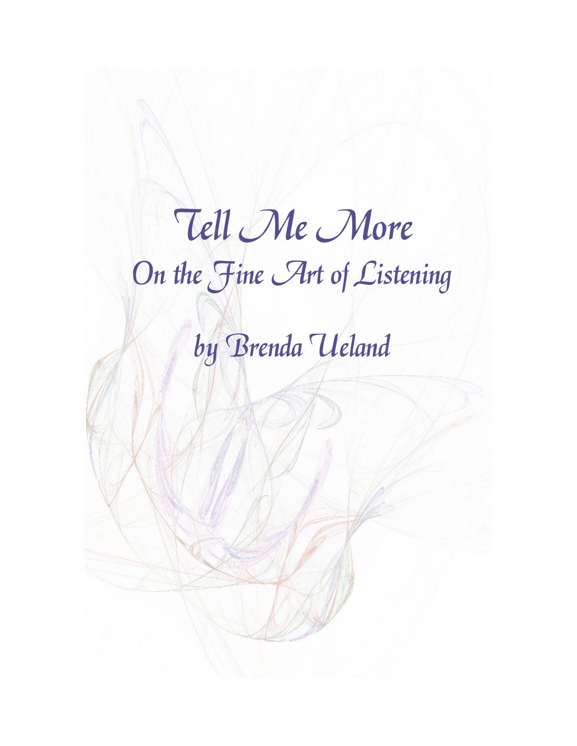# Tell Me More

## On the Fine Art of Listening

### by Brenda Ueland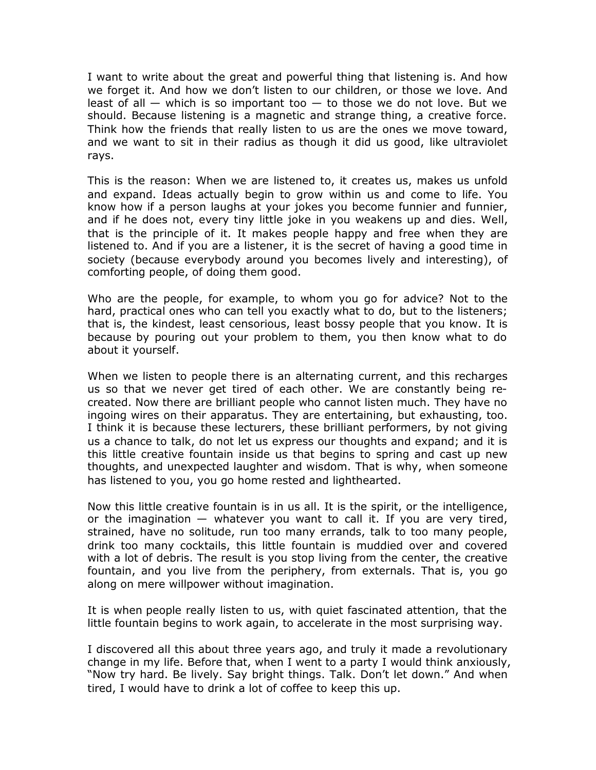I want to write about the great and powerful thing that listening is. And how we forget it. And how we don't listen to our children, or those we love. And least of all — which is so important too — to those we do not love. But we should. Because listening is a magnetic and strange thing, a creative force. Think how the friends that really listen to us are the ones we move toward, and we want to sit in their radius as though it did us good, like ultraviolet rays.

This is the reason: When we are listened to, it creates us, makes us unfold and expand. Ideas actually begin to grow within us and come to life. You know how if a person laughs at your jokes you become funnier and funnier, and if he does not, every tiny little joke in you weakens up and dies. Well, that is the principle of it. It makes people happy and free when they are listened to. And if you are a listener, it is the secret of having a good time in society (because everybody around you becomes lively and interesting), of comforting people, of doing them good.

Who are the people, for example, to whom you go for advice? Not to the hard, practical ones who can tell you exactly what to do, but to the listeners; that is, the kindest, least censorious, least bossy people that you know. It is because by pouring out your problem to them, you then know what to do about it yourself.

When we listen to people there is an alternating current, and this recharges us so that we never get tired of each other. We are constantly being re-created. Now there are brilliant people who cannot listen much. They have no ingoing wires on their apparatus. They are entertaining, but exhausting, too. I think it is because these lecturers, these brilliant performers, by not giving us a chance to talk, do not let us express our thoughts and expand; and it is this little creative fountain inside us that begins to spring and cast up new thoughts, and unexpected laughter and wisdom. That is why, when someone has listened to you, you go home rested and lighthearted.

Now this little creative fountain is in us all. It is the spirit, or the intelligence, or the imagination — whatever you want to call it. If you are very tired, strained, have no solitude, run too many errands, talk to too many people, drink too many cocktails, this little fountain is muddied over and covered with a lot of debris. The result is you stop living from the center, the creative fountain, and you live from the periphery, from externals. That is, you go along on mere willpower without imagination.

It is when people really listen to us, with quiet fascinated attention, that the little fountain begins to work again, to accelerate in the most surprising way.

I discovered all this about three years ago, and truly it made a revolutionary change in my life. Before that, when I went to a party I would think anxiously, "Now try hard. Be lively. Say bright things. Talk. Don't let down." And when tired, I would have to drink a lot of coffee to keep this up.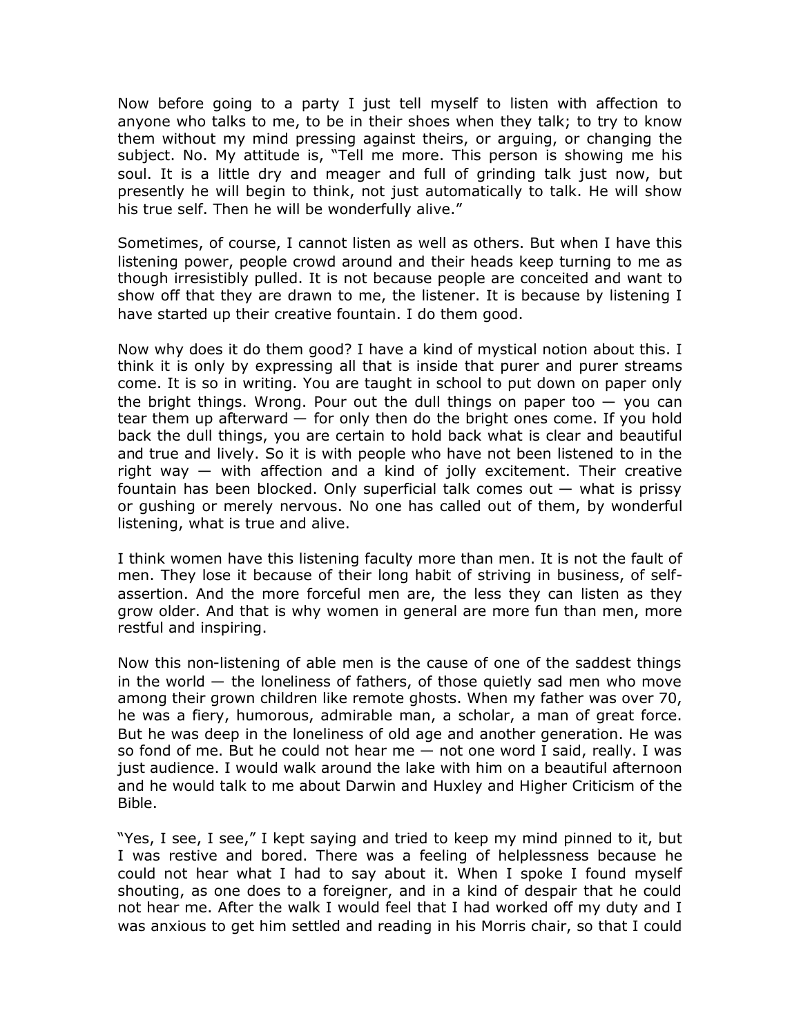Now before going to a party I just tell myself to listen with affection to anyone who talks to me, to be in their shoes when they talk; to try to know them without my mind pressing against theirs, or arguing, or changing the subject. No. My attitude is, "Tell me more. This person is showing me his soul. It is a little dry and meager and full of grinding talk just now, but presently he will begin to think, not just automatically to talk. He will show his true self. Then he will be wonderfully alive."

Sometimes, of course, I cannot listen as well as others. But when I have this listening power, people crowd around and their heads keep turning to me as though irresistibly pulled. It is not because people are conceited and want to show off that they are drawn to me, the listener. It is because by listening I have started up their creative fountain. I do them good.

Now why does it do them good? I have a kind of mystical notion about this. I think it is only by expressing all that is inside that purer and purer streams come. It is so in writing. You are taught in school to put down on paper only the bright things. Wrong. Pour out the dull things on paper too — you can tear them up afterward — for only then do the bright ones come. If you hold back the dull things, you are certain to hold back what is clear and beautiful and true and lively. So it is with people who have not been listened to in the right way — with affection and a kind of jolly excitement. Their creative fountain has been blocked. Only superficial talk comes out — what is prissy or gushing or merely nervous. No one has called out of them, by wonderful listening, what is true and alive.

I think women have this listening faculty more than men. It is not the fault of men. They lose it because of their long habit of striving in business, of self-assertion. And the more forceful men are, the less they can listen as they grow older. And that is why women in general are more fun than men, more restful and inspiring.

Now this non-listening of able men is the cause of one of the saddest things in the world — the loneliness of fathers, of those quietly sad men who move among their grown children like remote ghosts. When my father was over 70, he was a fiery, humorous, admirable man, a scholar, a man of great force. But he was deep in the loneliness of old age and another generation. He was so fond of me. But he could not hear me — not one word I said, really. I was just audience. I would walk around the lake with him on a beautiful afternoon and he would talk to me about Darwin and Huxley and Higher Criticism of the Bible.

"Yes, I see, I see," I kept saying and tried to keep my mind pinned to it, but I was restive and bored. There was a feeling of helplessness because he could not hear what I had to say about it. When I spoke I found myself shouting, as one does to a foreigner, and in a kind of despair that he could not hear me. After the walk I would feel that I had worked off my duty and I was anxious to get him settled and reading in his Morris chair, so that I could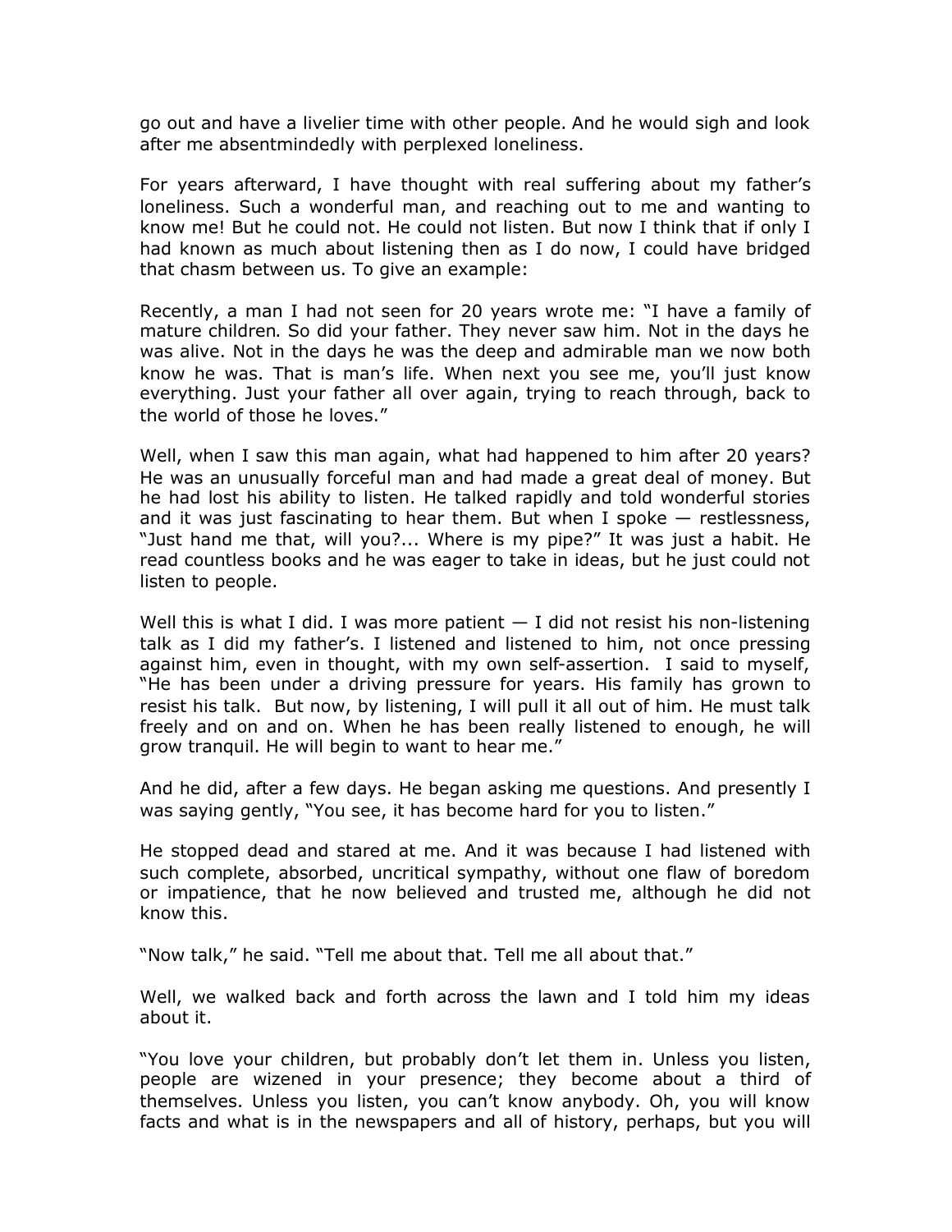go out and have a livelier time with other people. And he would sigh and look after me absentmindedly with perplexed loneliness.

For years afterward, I have thought with real suffering about my father's loneliness. Such a wonderful man, and reaching out to me and wanting to know me! But he could not. He could not listen. But now I think that if only I had known as much about listening then as I do now, I could have bridged that chasm between us. To give an example:

Recently, a man I had not seen for 20 years wrote me: "I have a family of mature children. So did your father. They never saw him. Not in the days he was alive. Not in the days he was the deep and admirable man we now both know he was. That is man's life. When next you see me, you'll just know everything. Just your father all over again, trying to reach through, back to the world of those he loves."

Well, when I saw this man again, what had happened to him after 20 years? He was an unusually forceful man and had made a great deal of money. But he had lost his ability to listen. He talked rapidly and told wonderful stories and it was just fascinating to hear them. But when I spoke — restlessness, "Just hand me that, will you?... Where is my pipe?" It was just a habit. He read countless books and he was eager to take in ideas, but he just could not listen to people.

Well this is what I did. I was more patient — I did not resist his non-listening talk as I did my father's. I listened and listened to him, not once pressing against him, even in thought, with my own self-assertion. I said to myself, "He has been under a driving pressure for years. His family has grown to resist his talk. But now, by listening, I will pull it all out of him. He must talk freely and on and on. When he has been really listened to enough, he will grow tranquil. He will begin to want to hear me."

And he did, after a few days. He began asking me questions. And presently I was saying gently, "You see, it has become hard for you to listen."

He stopped dead and stared at me. And it was because I had listened with such complete, absorbed, uncritical sympathy, without one flaw of boredom or impatience, that he now believed and trusted me, although he did not know this.

"Now talk," he said. "Tell me about that. Tell me all about that."

Well, we walked back and forth across the lawn and I told him my ideas about it.

"You love your children, but probably don't let them in. Unless you listen, people are wizened in your presence; they become about a third of themselves. Unless you listen, you can't know anybody. Oh, you will know facts and what is in the newspapers and all of history, perhaps, but you will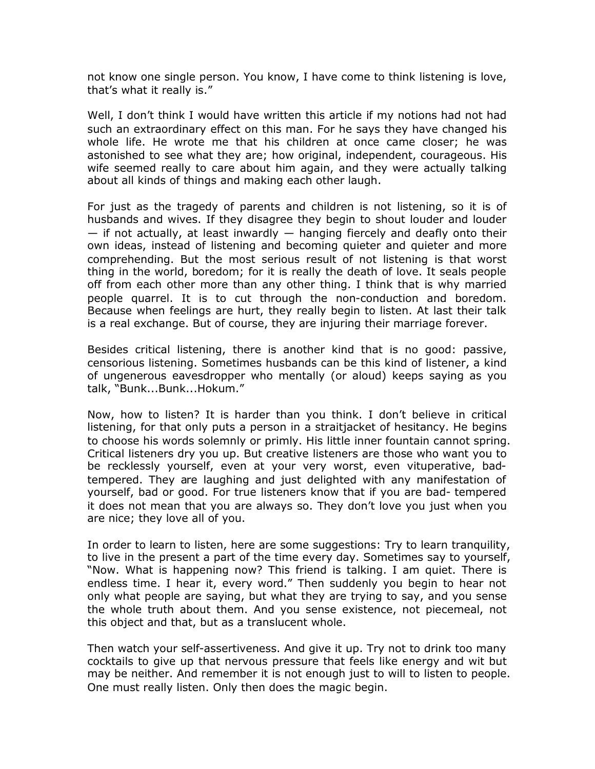not know one single person. You know, I have come to think listening is love, that's what it really is."

Well, I don't think I would have written this article if my notions had not had such an extraordinary effect on this man. For he says they have changed his whole life. He wrote me that his children at once came closer; he was astonished to see what they are; how original, independent, courageous. His wife seemed really to care about him again, and they were actually talking about all kinds of things and making each other laugh.

For just as the tragedy of parents and children is not listening, so it is of husbands and wives. If they disagree they begin to shout louder and louder — if not actually, at least inwardly — hanging fiercely and deafly onto their own ideas, instead of listening and becoming quieter and quieter and more comprehending. But the most serious result of not listening is that worst thing in the world, boredom; for it is really the death of love. It seals people off from each other more than any other thing. I think that is why married people quarrel. It is to cut through the non-conduction and boredom. Because when feelings are hurt, they really begin to listen. At last their talk is a real exchange. But of course, they are injuring their marriage forever.

Besides critical listening, there is another kind that is no good: passive, censorious listening. Sometimes husbands can be this kind of listener, a kind of ungenerous eavesdropper who mentally (or aloud) keeps saying as you talk, "Bunk...Bunk...Hokum."

Now, how to listen? It is harder than you think. I don't believe in critical listening, for that only puts a person in a straitjacket of hesitancy. He begins to choose his words solemnly or primly. His little inner fountain cannot spring. Critical listeners dry you up. But creative listeners are those who want you to be recklessly yourself, even at your very worst, even vituperative, bad-tempered. They are laughing and just delighted with any manifestation of yourself, bad or good. For true listeners know that if you are bad- tempered it does not mean that you are always so. They don't love you just when you are nice; they love all of you.

In order to learn to listen, here are some suggestions: Try to learn tranquility, to live in the present a part of the time every day. Sometimes say to yourself, "Now. What is happening now? This friend is talking. I am quiet. There is endless time. I hear it, every word." Then suddenly you begin to hear not only what people are saying, but what they are trying to say, and you sense the whole truth about them. And you sense existence, not piecemeal, not this object and that, but as a translucent whole.

Then watch your self-assertiveness. And give it up. Try not to drink too many cocktails to give up that nervous pressure that feels like energy and wit but may be neither. And remember it is not enough just to will to listen to people. One must really listen. Only then does the magic begin.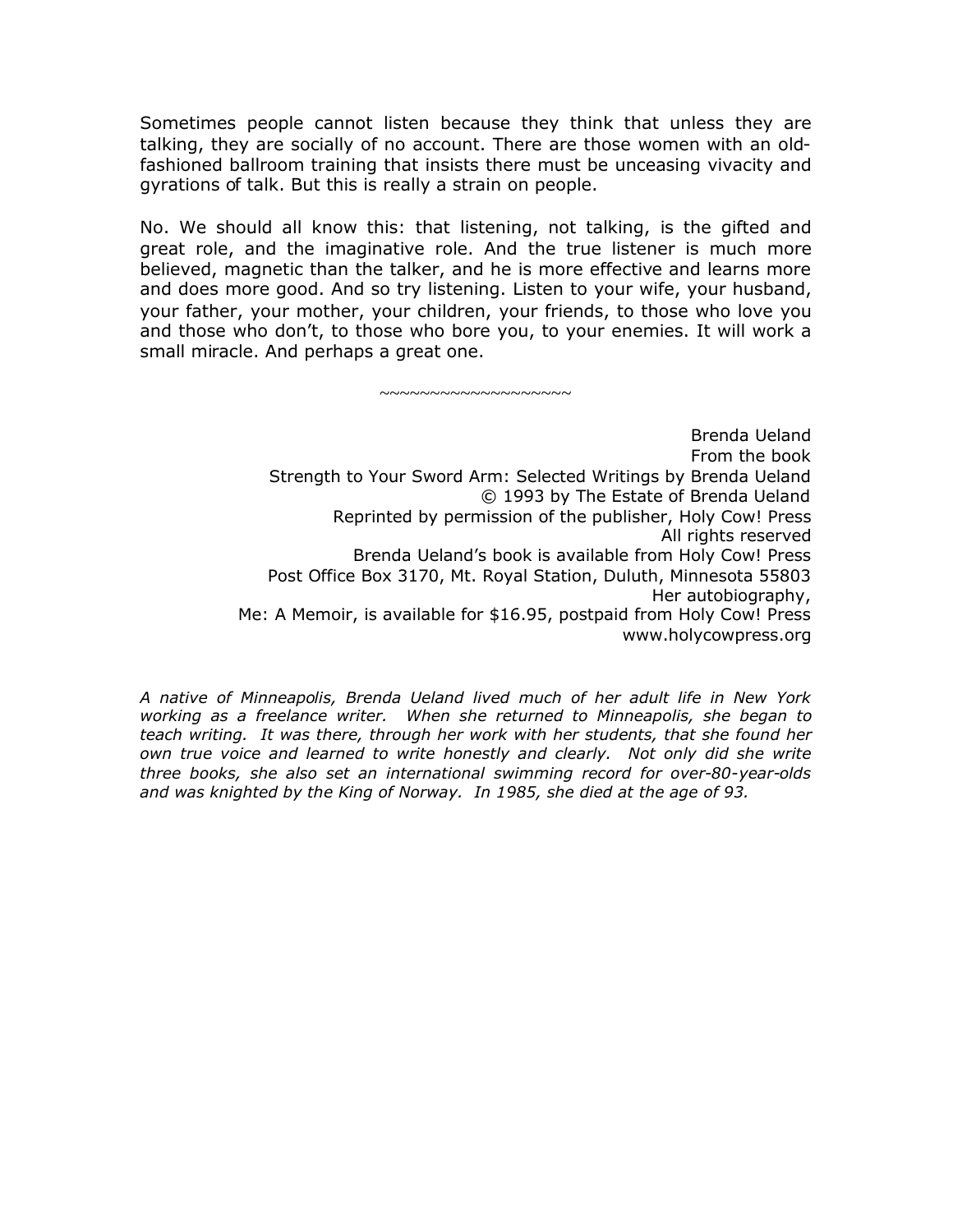Sometimes people cannot listen because they think that unless they are talking, they are socially of no account. There are those women with an old-fashioned ballroom training that insists there must be unceasing vivacity and gyrations of talk. But this is really a strain on people.

No. We should all know this: that listening, not talking, is the gifted and great role, and the imaginative role. And the true listener is much more believed, magnetic than the talker, and he is more effective and learns more and does more good. And so try listening. Listen to your wife, your husband, your father, your mother, your children, your friends, to those who love you and those who don't, to those who bore you, to your enemies. It will work a small miracle. And perhaps a great one.

~~~~~~~~~~~~~~~~~~~

Brenda Ueland
From the book
Strength to Your Sword Arm: Selected Writings by Brenda Ueland
© 1993 by The Estate of Brenda Ueland
Reprinted by permission of the publisher, Holy Cow! Press
All rights reserved
Brenda Ueland's book is available from Holy Cow! Press
Post Office Box 3170, Mt. Royal Station, Duluth, Minnesota 55803
Her autobiography,
Me: A Memoir, is available for $16.95, postpaid from Holy Cow! Press
www.holycowpress.org

*A native of Minneapolis, Brenda Ueland lived much of her adult life in New York working as a freelance writer. When she returned to Minneapolis, she began to teach writing. It was there, through her work with her students, that she found her own true voice and learned to write honestly and clearly. Not only did she write three books, she also set an international swimming record for over-80-year-olds and was knighted by the King of Norway. In 1985, she died at the age of 93.*